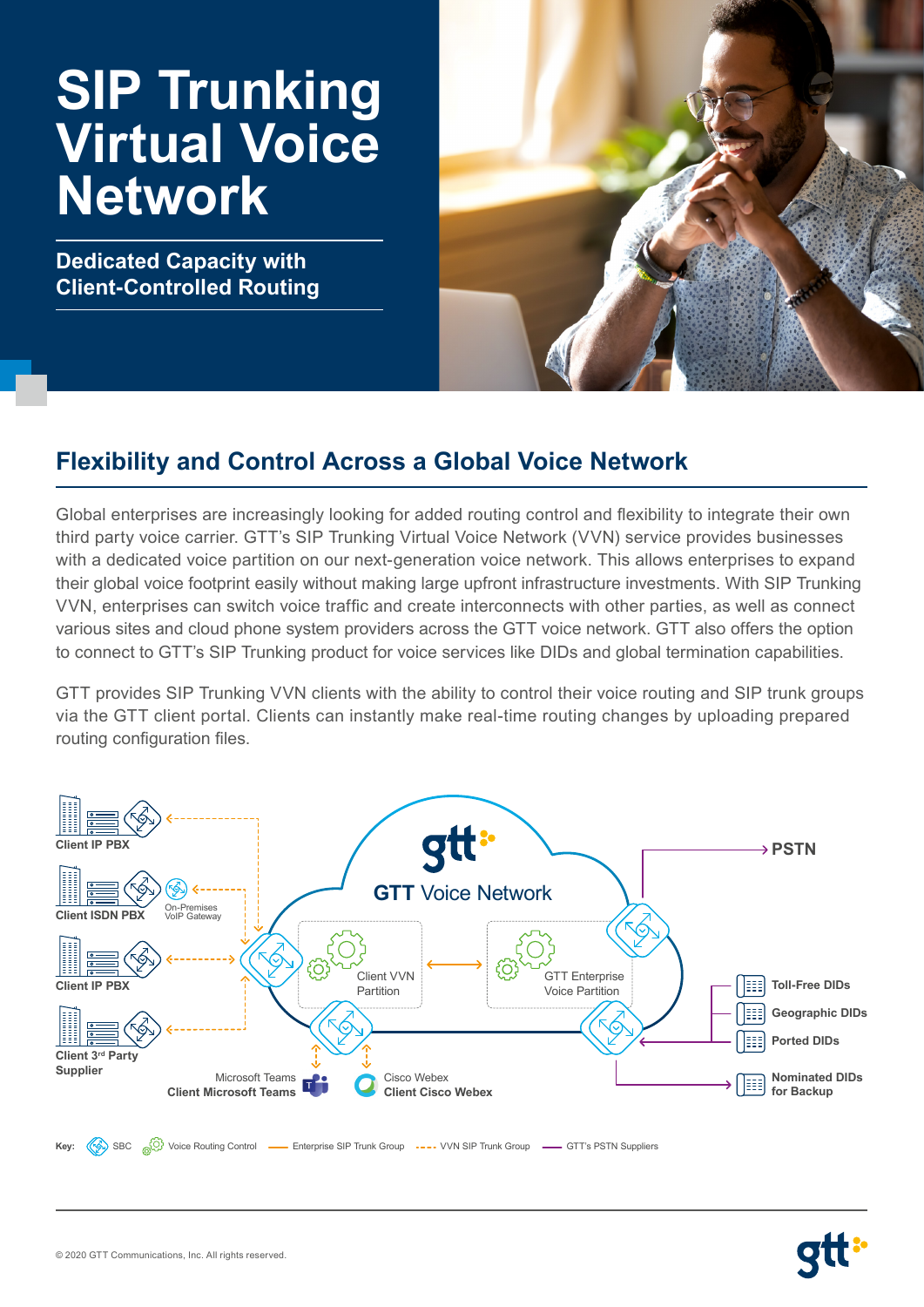# SIP Trunking Virtual Voice Network

**Dedicated Capacity with Client-Controlled Routing**

## Flexibility and Control Across a Global Voice Network

Global enterprises are increasingly looking for added routing control and flexibility to integrate their own third party voice carrier. GTT's SIP Trunking Virtual Voice Network (VVN) service provides businesses with a dedicated voice partition on our next-generation voice network. This allows enterprises to expand their global voice footprint easily without making large upfront infrastructure investments. With SIP Trunking VVN, enterprises can switch voice traffic and create interconnects with other parties, as well as connect various sites and cloud phone system providers across the GTT voice network. GTT also offers the option to connect to GTT's SIP Trunking product for voice services like DIDs and global termination capabilities.

GTT provides SIP Trunking VVN clients with the ability to control their voice routing and SIP trunk groups via the GTT client portal. Clients can instantly make real-time routing changes by uploading prepared routing configuration files.

Client IP PBX

Client ISDN PBX

On-Premises VoIP Gateway

Client IP PBX

Client 3rd Party Supplier

GTT Voice Network

Client VVN Partition

GTT Enterprise Voice Partition

PSTN

Toll-Free DIDs

Geographic DIDs

Ported DIDs

Nominated DIDs for Backup

Microsoft Teams
**Client Microsoft Teams**

Cisco Webex
**Client Cisco Webex**

Key: SBC | Voice Routing Control | Enterprise SIP Trunk Group | VVN SIP Trunk Group | GTT's PSTN Suppliers

© 2020 GTT Communications, Inc. All rights reserved.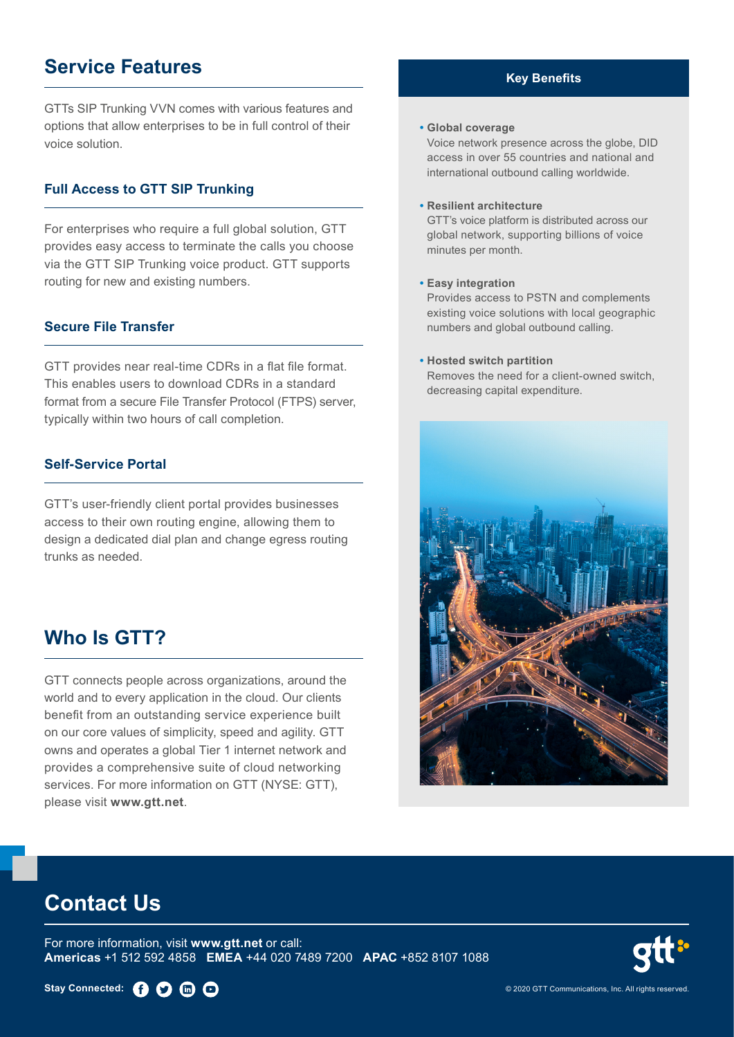## Service Features

GTTs SIP Trunking VVN comes with various features and options that allow enterprises to be in full control of their voice solution.

### Full Access to GTT SIP Trunking

For enterprises who require a full global solution, GTT provides easy access to terminate the calls you choose via the GTT SIP Trunking voice product. GTT supports routing for new and existing numbers.

### Secure File Transfer

GTT provides near real-time CDRs in a flat file format. This enables users to download CDRs in a standard format from a secure File Transfer Protocol (FTPS) server, typically within two hours of call completion.

### Self-Service Portal

GTT's user-friendly client portal provides businesses access to their own routing engine, allowing them to design a dedicated dial plan and change egress routing trunks as needed.

## Who Is GTT?

GTT connects people across organizations, around the world and to every application in the cloud. Our clients benefit from an outstanding service experience built on our core values of simplicity, speed and agility. GTT owns and operates a global Tier 1 internet network and provides a comprehensive suite of cloud networking services. For more information on GTT (NYSE: GTT), please visit **www.gtt.net**.

### Key Benefits

- **Global coverage**
  Voice network presence across the globe, DID access in over 55 countries and national and international outbound calling worldwide.
- **Resilient architecture**
  GTT's voice platform is distributed across our global network, supporting billions of voice minutes per month.
- **Easy integration**
  Provides access to PSTN and complements existing voice solutions with local geographic numbers and global outbound calling.
- **Hosted switch partition**
  Removes the need for a client-owned switch, decreasing capital expenditure.

## Contact Us

For more information, visit **www.gtt.net** or call:
**Americas** +1 512 592 4858 **EMEA** +44 020 7489 7200 **APAC** +852 8107 1088

**Stay Connected:**

© 2020 GTT Communications, Inc. All rights reserved.